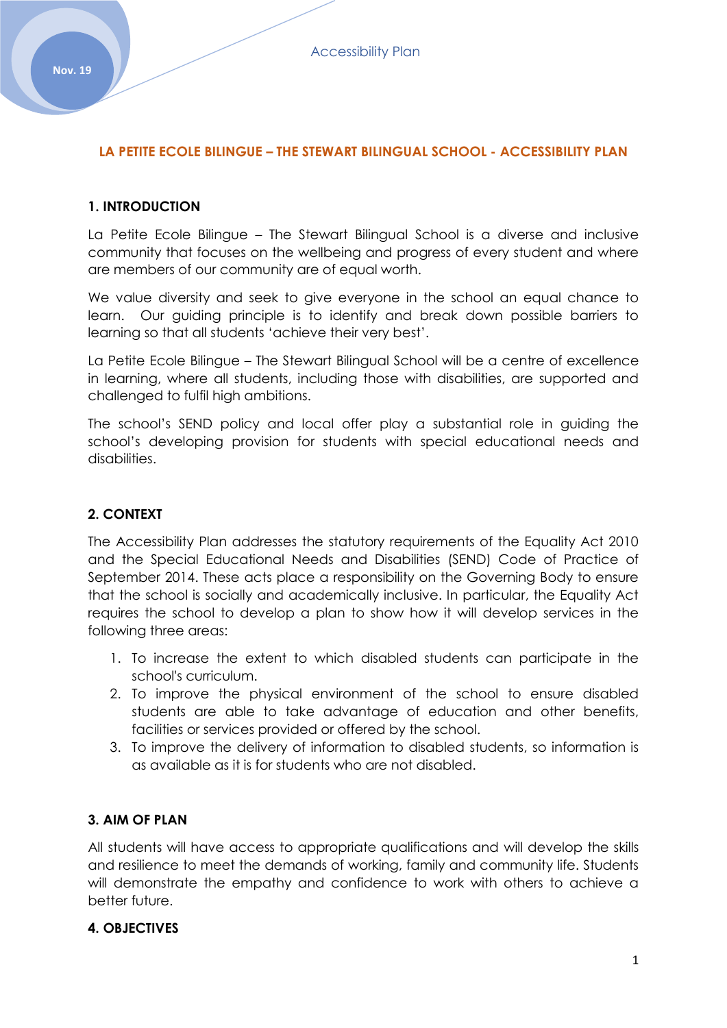# LA PETITE ECOLE BILINGUE – THE STEWART BILINGUAL SCHOOL - ACCESSIBILITY PLAN

## 1. INTRODUCTION

La Petite Ecole Bilingue – The Stewart Bilingual School is a diverse and inclusive community that focuses on the wellbeing and progress of every student and where are members of our community are of equal worth.

We value diversity and seek to give everyone in the school an equal chance to learn. Our guiding principle is to identify and break down possible barriers to learning so that all students 'achieve their very best'.

La Petite Ecole Bilingue – The Stewart Bilingual School will be a centre of excellence in learning, where all students, including those with disabilities, are supported and challenged to fulfil high ambitions.

The school's SEND policy and local offer play a substantial role in guiding the school's developing provision for students with special educational needs and disabilities.

## 2. CONTEXT

The Accessibility Plan addresses the statutory requirements of the Equality Act 2010 and the Special Educational Needs and Disabilities (SEND) Code of Practice of September 2014. These acts place a responsibility on the Governing Body to ensure that the school is socially and academically inclusive. In particular, the Equality Act requires the school to develop a plan to show how it will develop services in the following three areas:

1. To increase the extent to which disabled students can participate in the school's curriculum.
2. To improve the physical environment of the school to ensure disabled students are able to take advantage of education and other benefits, facilities or services provided or offered by the school.
3. To improve the delivery of information to disabled students, so information is as available as it is for students who are not disabled.

## 3. AIM OF PLAN

All students will have access to appropriate qualifications and will develop the skills and resilience to meet the demands of working, family and community life. Students will demonstrate the empathy and confidence to work with others to achieve a better future.

## 4. OBJECTIVES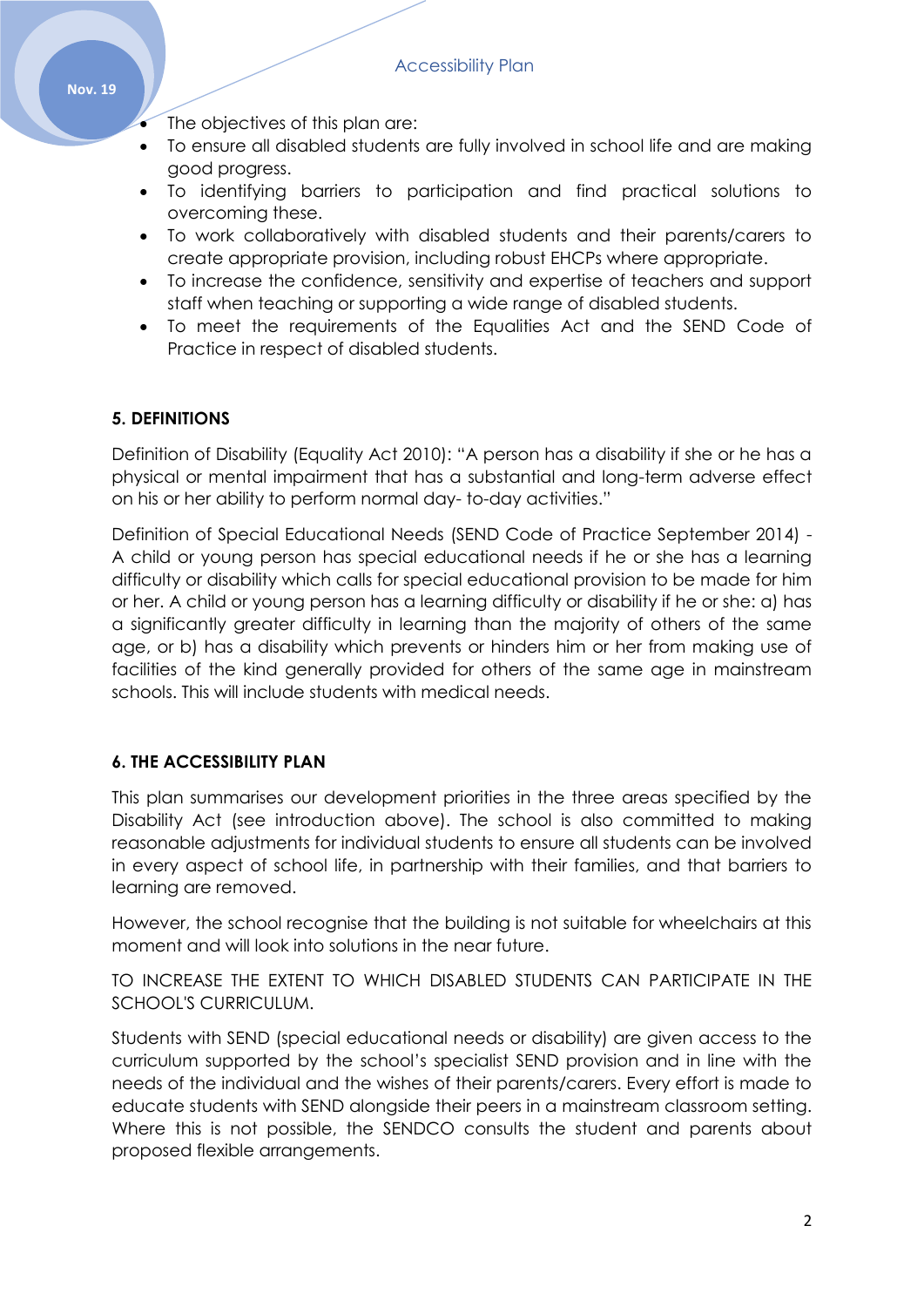- The objectives of this plan are:
- To ensure all disabled students are fully involved in school life and are making good progress.
- To identifying barriers to participation and find practical solutions to overcoming these.
- To work collaboratively with disabled students and their parents/carers to create appropriate provision, including robust EHCPs where appropriate.
- To increase the confidence, sensitivity and expertise of teachers and support staff when teaching or supporting a wide range of disabled students.
- To meet the requirements of the Equalities Act and the SEND Code of Practice in respect of disabled students.

## 5. DEFINITIONS

Definition of Disability (Equality Act 2010): "A person has a disability if she or he has a physical or mental impairment that has a substantial and long-term adverse effect on his or her ability to perform normal day- to-day activities."

Definition of Special Educational Needs (SEND Code of Practice September 2014) - A child or young person has special educational needs if he or she has a learning difficulty or disability which calls for special educational provision to be made for him or her. A child or young person has a learning difficulty or disability if he or she: a) has a significantly greater difficulty in learning than the majority of others of the same age, or b) has a disability which prevents or hinders him or her from making use of facilities of the kind generally provided for others of the same age in mainstream schools. This will include students with medical needs.

## 6. THE ACCESSIBILITY PLAN

This plan summarises our development priorities in the three areas specified by the Disability Act (see introduction above). The school is also committed to making reasonable adjustments for individual students to ensure all students can be involved in every aspect of school life, in partnership with their families, and that barriers to learning are removed.

However, the school recognise that the building is not suitable for wheelchairs at this moment and will look into solutions in the near future.

TO INCREASE THE EXTENT TO WHICH DISABLED STUDENTS CAN PARTICIPATE IN THE SCHOOL'S CURRICULUM.

Students with SEND (special educational needs or disability) are given access to the curriculum supported by the school's specialist SEND provision and in line with the needs of the individual and the wishes of their parents/carers. Every effort is made to educate students with SEND alongside their peers in a mainstream classroom setting. Where this is not possible, the SENDCO consults the student and parents about proposed flexible arrangements.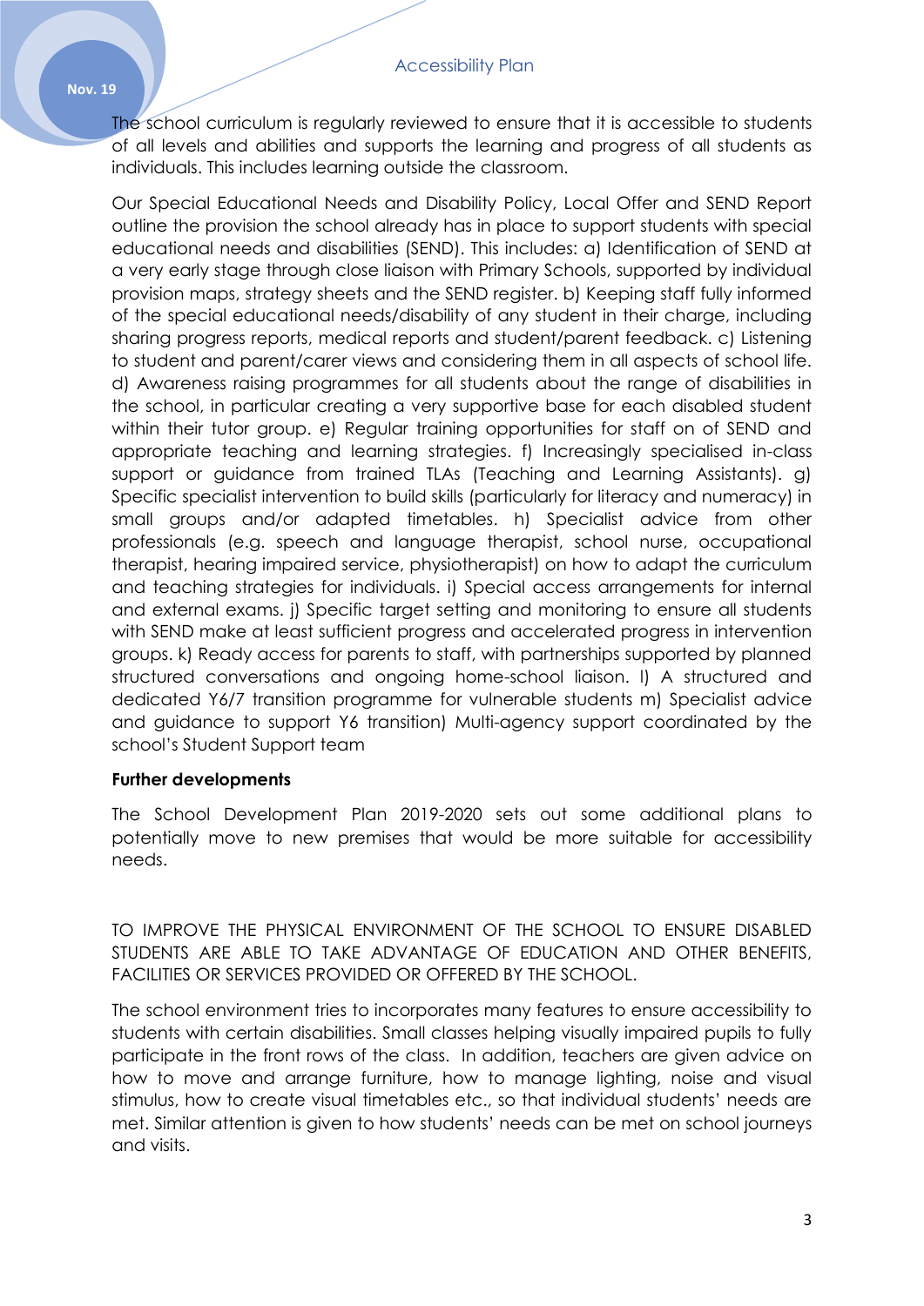The school curriculum is regularly reviewed to ensure that it is accessible to students of all levels and abilities and supports the learning and progress of all students as individuals. This includes learning outside the classroom.

Our Special Educational Needs and Disability Policy, Local Offer and SEND Report outline the provision the school already has in place to support students with special educational needs and disabilities (SEND). This includes: a) Identification of SEND at a very early stage through close liaison with Primary Schools, supported by individual provision maps, strategy sheets and the SEND register. b) Keeping staff fully informed of the special educational needs/disability of any student in their charge, including sharing progress reports, medical reports and student/parent feedback. c) Listening to student and parent/carer views and considering them in all aspects of school life. d) Awareness raising programmes for all students about the range of disabilities in the school, in particular creating a very supportive base for each disabled student within their tutor group. e) Regular training opportunities for staff on of SEND and appropriate teaching and learning strategies. f) Increasingly specialised in-class support or guidance from trained TLAs (Teaching and Learning Assistants). g) Specific specialist intervention to build skills (particularly for literacy and numeracy) in small groups and/or adapted timetables. h) Specialist advice from other professionals (e.g. speech and language therapist, school nurse, occupational therapist, hearing impaired service, physiotherapist) on how to adapt the curriculum and teaching strategies for individuals. i) Special access arrangements for internal and external exams. j) Specific target setting and monitoring to ensure all students with SEND make at least sufficient progress and accelerated progress in intervention groups. k) Ready access for parents to staff, with partnerships supported by planned structured conversations and ongoing home-school liaison. l) A structured and dedicated Y6/7 transition programme for vulnerable students m) Specialist advice and guidance to support Y6 transition) Multi-agency support coordinated by the school's Student Support team

**Further developments**

The School Development Plan 2019-2020 sets out some additional plans to potentially move to new premises that would be more suitable for accessibility needs.

TO IMPROVE THE PHYSICAL ENVIRONMENT OF THE SCHOOL TO ENSURE DISABLED STUDENTS ARE ABLE TO TAKE ADVANTAGE OF EDUCATION AND OTHER BENEFITS, FACILITIES OR SERVICES PROVIDED OR OFFERED BY THE SCHOOL.

The school environment tries to incorporates many features to ensure accessibility to students with certain disabilities. Small classes helping visually impaired pupils to fully participate in the front rows of the class. In addition, teachers are given advice on how to move and arrange furniture, how to manage lighting, noise and visual stimulus, how to create visual timetables etc., so that individual students' needs are met. Similar attention is given to how students' needs can be met on school journeys and visits.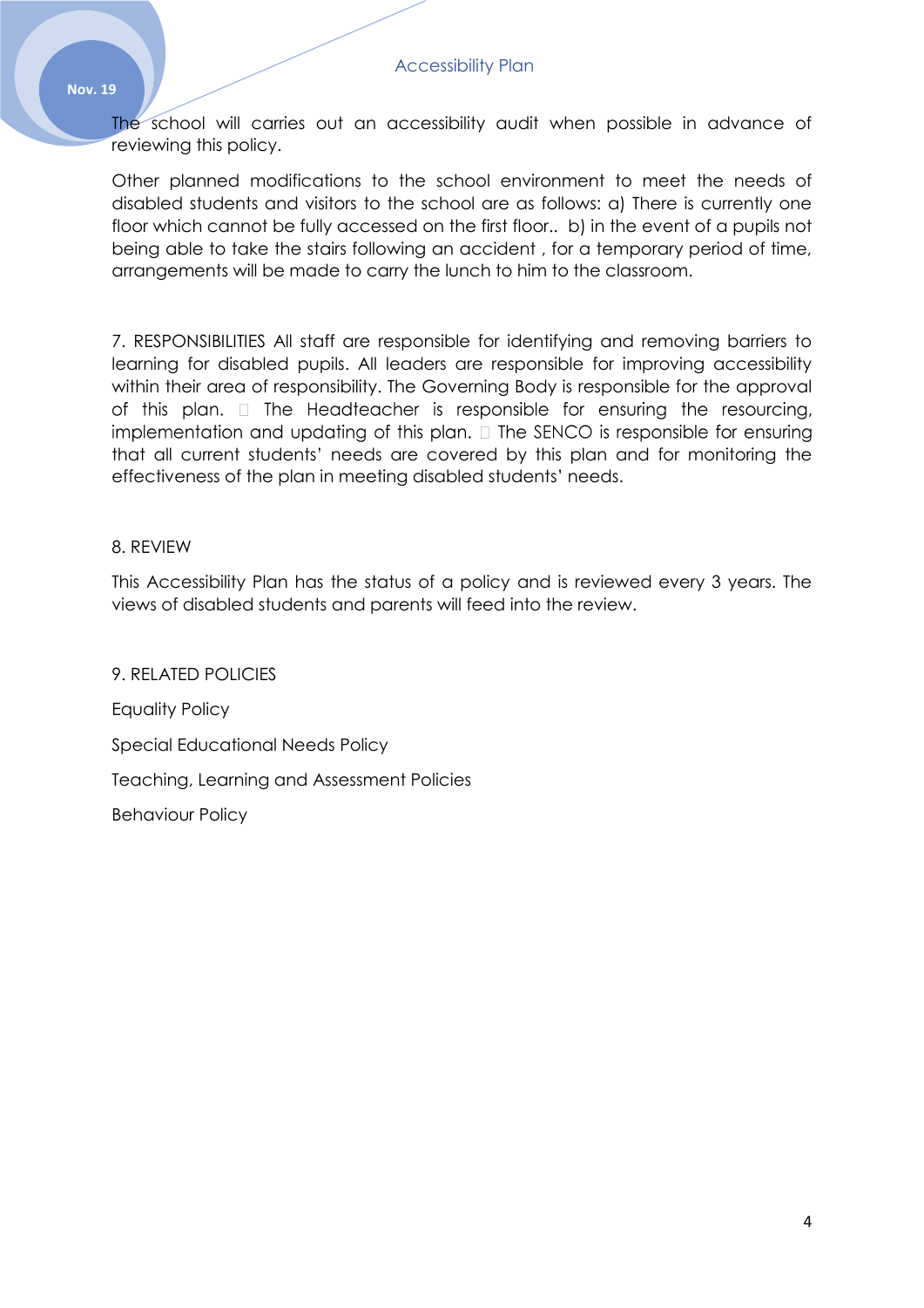The school will carries out an accessibility audit when possible in advance of reviewing this policy.

Other planned modifications to the school environment to meet the needs of disabled students and visitors to the school are as follows: a) There is currently one floor which cannot be fully accessed on the first floor.. b) in the event of a pupils not being able to take the stairs following an accident , for a temporary period of time, arrangements will be made to carry the lunch to him to the classroom.

7. RESPONSIBILITIES All staff are responsible for identifying and removing barriers to learning for disabled pupils. All leaders are responsible for improving accessibility within their area of responsibility. The Governing Body is responsible for the approval of this plan.  The Headteacher is responsible for ensuring the resourcing, implementation and updating of this plan.  The SENCO is responsible for ensuring that all current students' needs are covered by this plan and for monitoring the effectiveness of the plan in meeting disabled students' needs.

8. REVIEW

This Accessibility Plan has the status of a policy and is reviewed every 3 years. The views of disabled students and parents will feed into the review.

9. RELATED POLICIES

Equality Policy

Special Educational Needs Policy

Teaching, Learning and Assessment Policies

Behaviour Policy